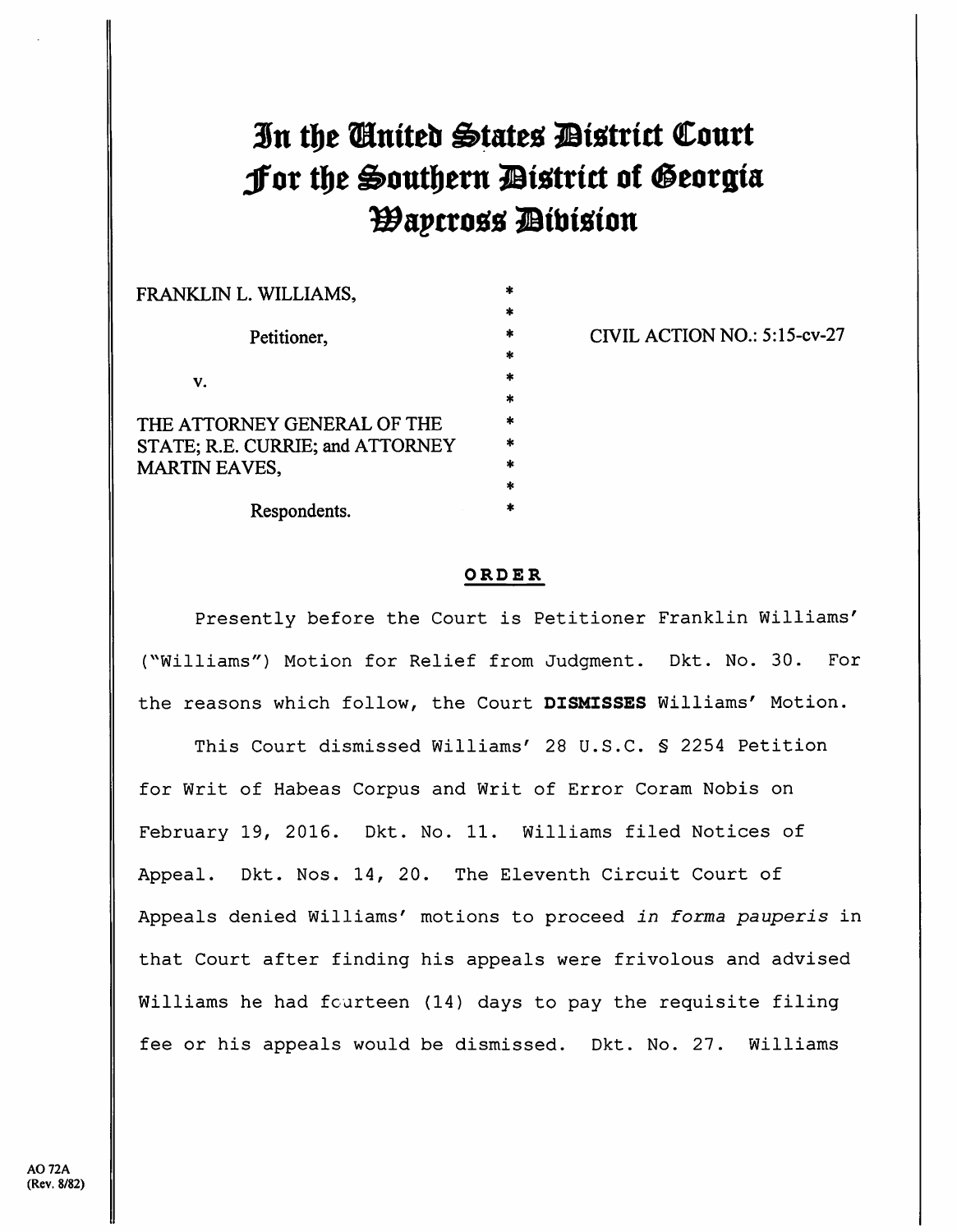# In the United States District Court For the Southern District of Georgia Waycross Division

FRANKLIN L. WILLIAMS,

Petitioner,

v.

THE ATTORNEY GENERAL OF THE STATE; R.E. CURRIE; and ATTORNEY MARTIN EAVES,

Respondents.

CIVIL ACTION NO.: 5:15-cv-27

## ORDER

Presently before the Court is Petitioner Franklin Williams' ("Williams") Motion for Relief from Judgment. Dkt. No. 30. For the reasons which follow, the Court **DISMISSES** Williams' Motion.

This Court dismissed Williams' 28 U.S.C. § 2254 Petition for Writ of Habeas Corpus and Writ of Error Coram Nobis on February 19, 2016. Dkt. No. 11. Williams filed Notices of Appeal. Dkt. Nos. 14, 20. The Eleventh Circuit Court of Appeals denied Williams' motions to proceed *in forma pauperis* in that Court after finding his appeals were frivolous and advised Williams he had fourteen (14) days to pay the requisite filing fee or his appeals would be dismissed. Dkt. No. 27. Williams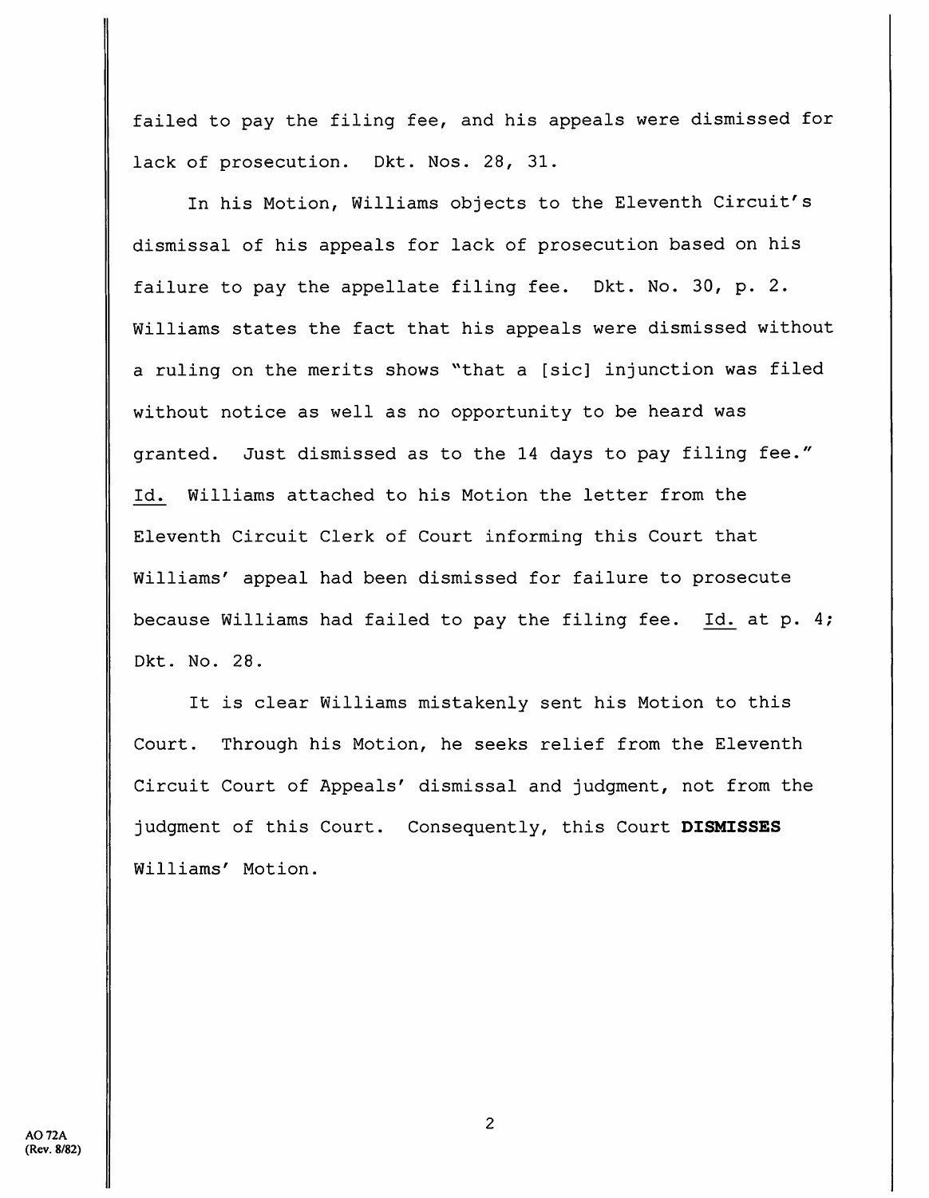failed to pay the filing fee, and his appeals were dismissed for lack of prosecution. Dkt. Nos. 28, 31.

In his Motion, Williams objects to the Eleventh Circuit's dismissal of his appeals for lack of prosecution based on his failure to pay the appellate filing fee. Dkt. No. 30, p. 2. Williams states the fact that his appeals were dismissed without a ruling on the merits shows "that a [sic] injunction was filed without notice as well as no opportunity to be heard was granted. Just dismissed as to the 14 days to pay filing fee." Id. Williams attached to his Motion the letter from the Eleventh Circuit Clerk of Court informing this Court that Williams' appeal had been dismissed for failure to prosecute because Williams had failed to pay the filing fee. Id. at p. 4; Dkt. No. 28.

It is clear Williams mistakenly sent his Motion to this Court. Through his Motion, he seeks relief from the Eleventh Circuit Court of Appeals' dismissal and judgment, not from the judgment of this Court. Consequently, this Court **DISMISSES** Williams' Motion.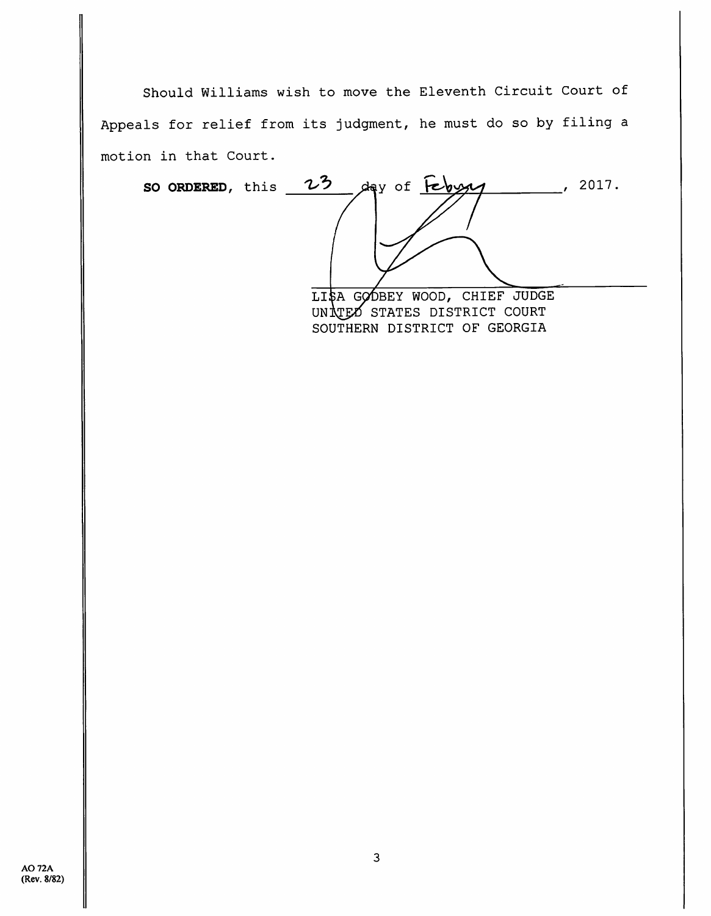Should Williams wish to move the Eleventh Circuit Court of Appeals for relief from its judgment, he must do so by filing a motion in that Court.

**SO ORDERED**, this 23 day of Febuary, 2017.

LISA GODBEY WOOD, CHIEF JUDGE
UNITED STATES DISTRICT COURT
SOUTHERN DISTRICT OF GEORGIA